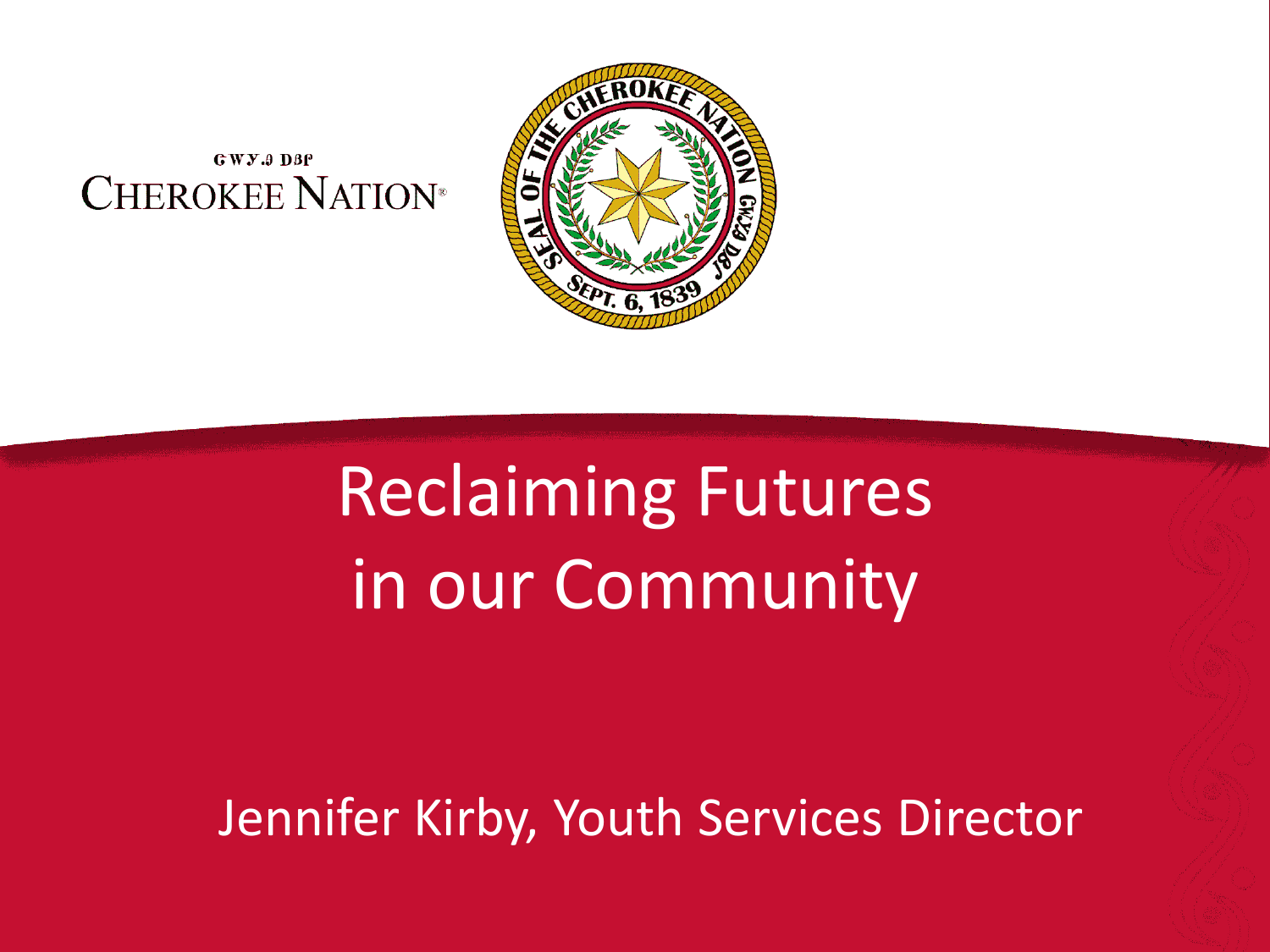ᏣᎳᎩᎯ ᎠᏰᎵ

CHEROKEE NATION®

SEAL OF THE CHEROKEE NATION ᏣᎳᎩᎯ ᎠᏰᎵ SEPT. 6, 1839

# Reclaiming Futures in our Community

Jennifer Kirby, Youth Services Director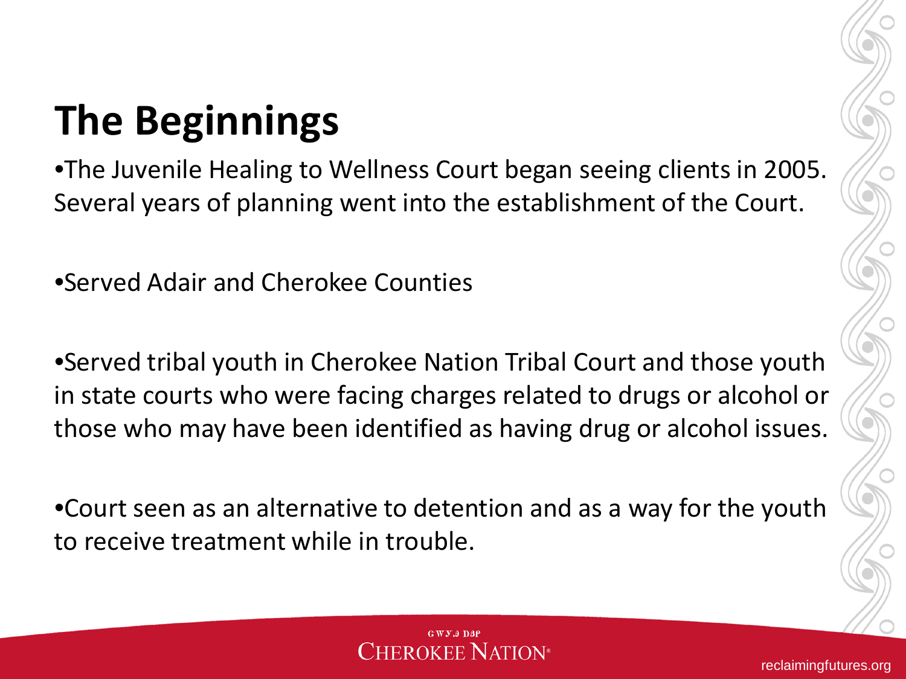# The Beginnings

- The Juvenile Healing to Wellness Court began seeing clients in 2005. Several years of planning went into the establishment of the Court.

- Served Adair and Cherokee Counties

- Served tribal youth in Cherokee Nation Tribal Court and those youth in state courts who were facing charges related to drugs or alcohol or those who may have been identified as having drug or alcohol issues.

- Court seen as an alternative to detention and as a way for the youth to receive treatment while in trouble.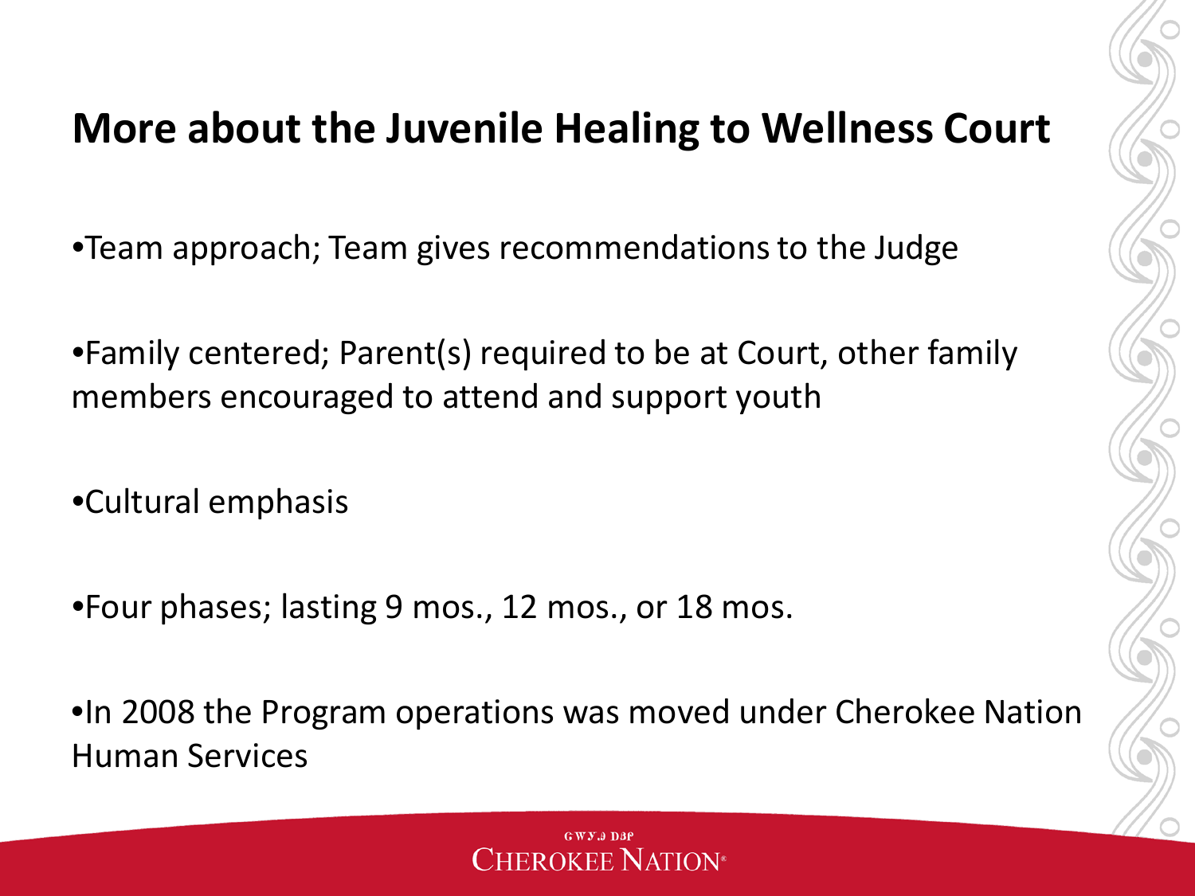# More about the Juvenile Healing to Wellness Court

- Team approach; Team gives recommendations to the Judge
- Family centered; Parent(s) required to be at Court, other family members encouraged to attend and support youth
- Cultural emphasis
- Four phases; lasting 9 mos., 12 mos., or 18 mos.
- In 2008 the Program operations was moved under Cherokee Nation Human Services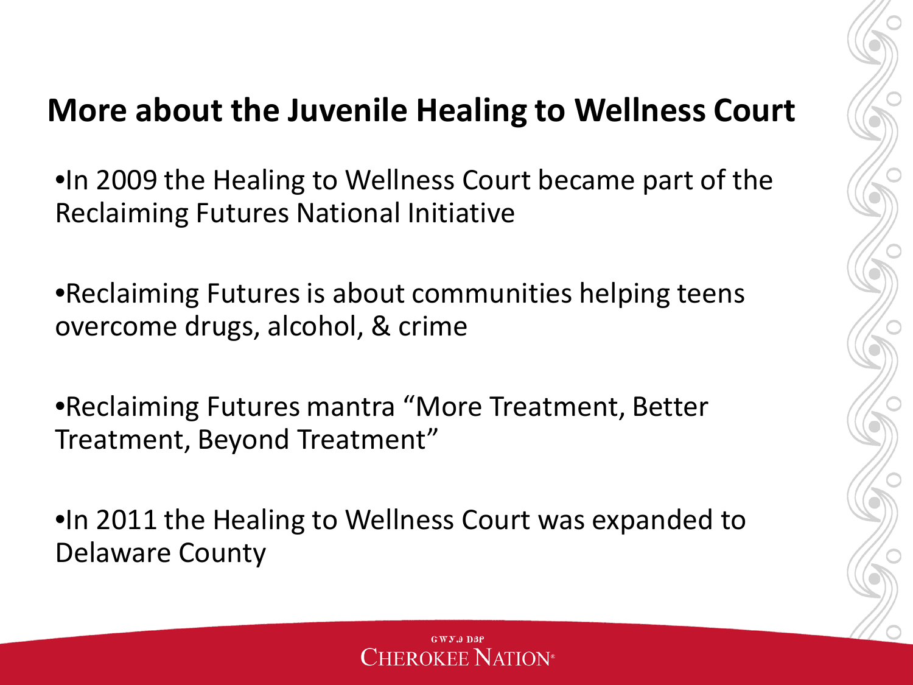## More about the Juvenile Healing to Wellness Court

- In 2009 the Healing to Wellness Court became part of the Reclaiming Futures National Initiative

- Reclaiming Futures is about communities helping teens overcome drugs, alcohol, & crime

- Reclaiming Futures mantra "More Treatment, Better Treatment, Beyond Treatment"

- In 2011 the Healing to Wellness Court was expanded to Delaware County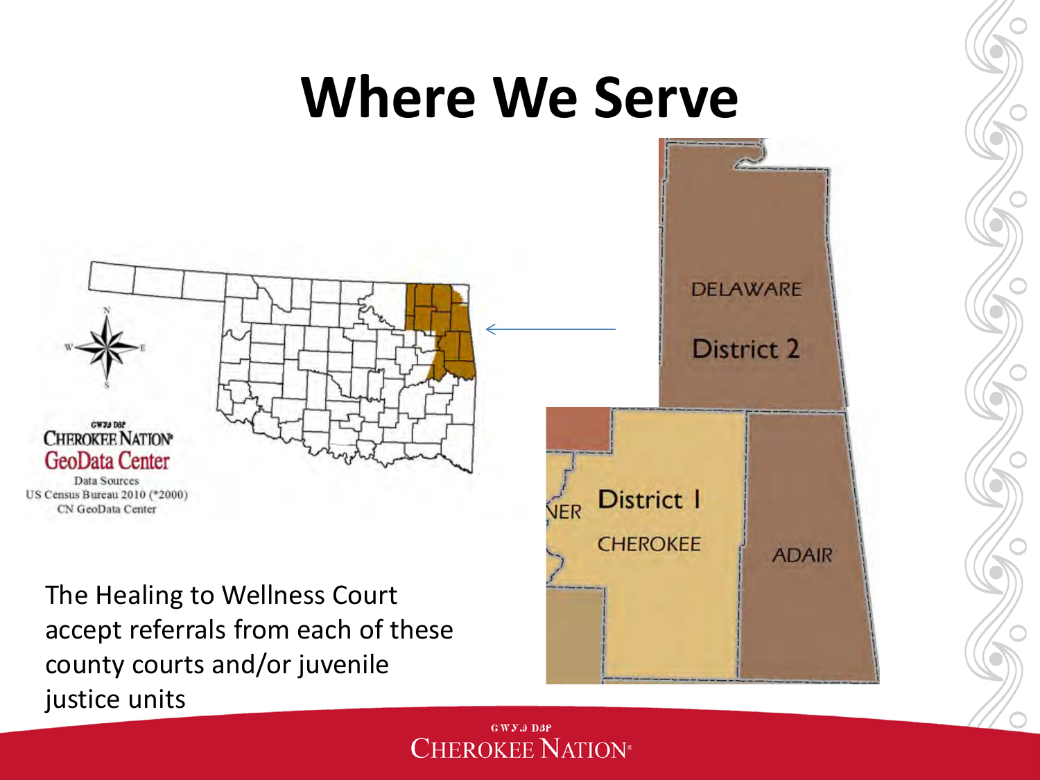# Where We Serve

CHEROKEE NATION GeoData Center

Data Sources
US Census Bureau 2010 (*2000)
CN GeoData Center

DELAWARE
District 2

District I
CHEROKEE

ADAIR

The Healing to Wellness Court accept referrals from each of these county courts and/or juvenile justice units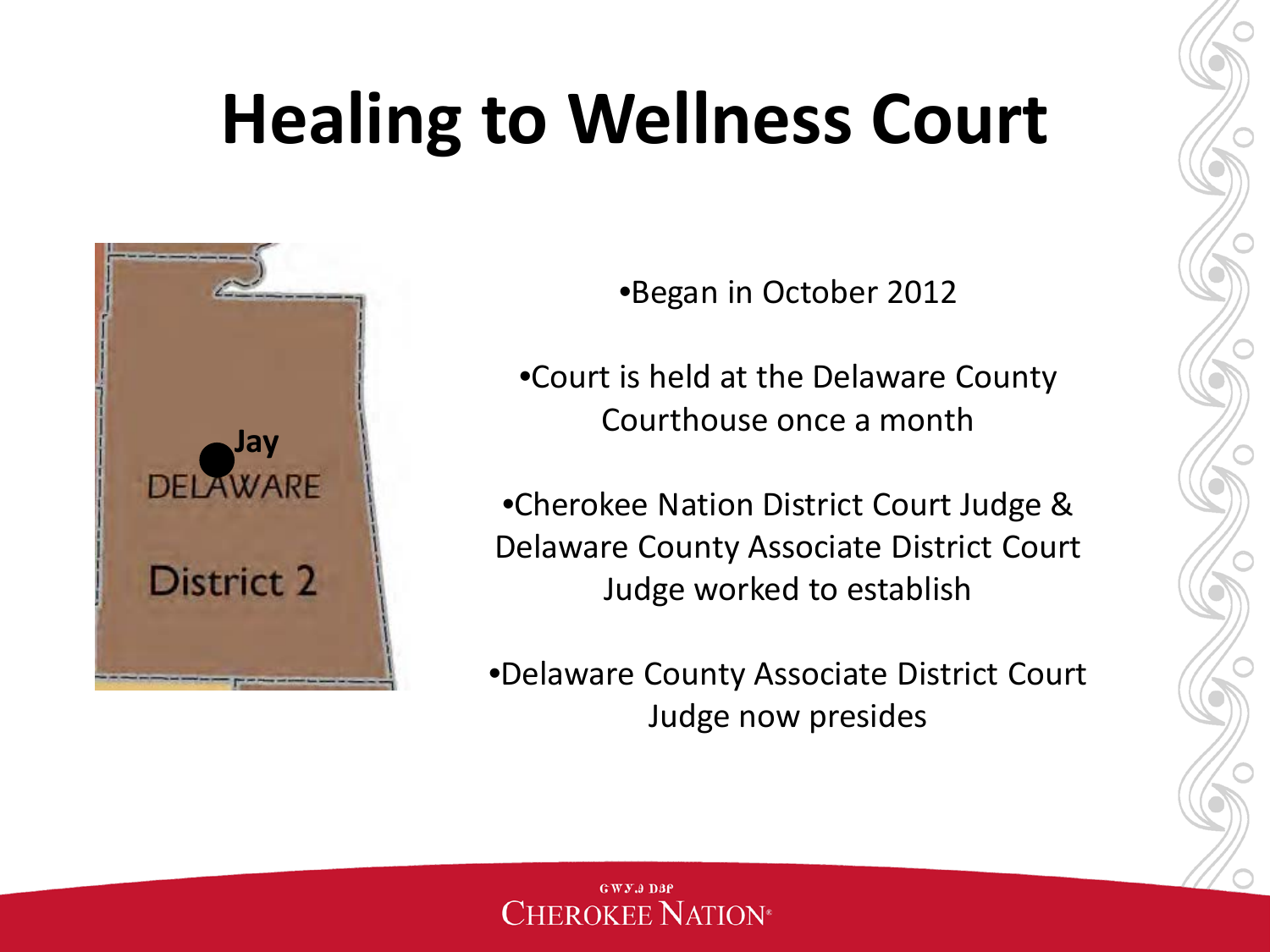# Healing to Wellness Court

Jay
DELAWARE
District 2

- Began in October 2012
- Court is held at the Delaware County Courthouse once a month
- Cherokee Nation District Court Judge & Delaware County Associate District Court Judge worked to establish
- Delaware County Associate District Court Judge now presides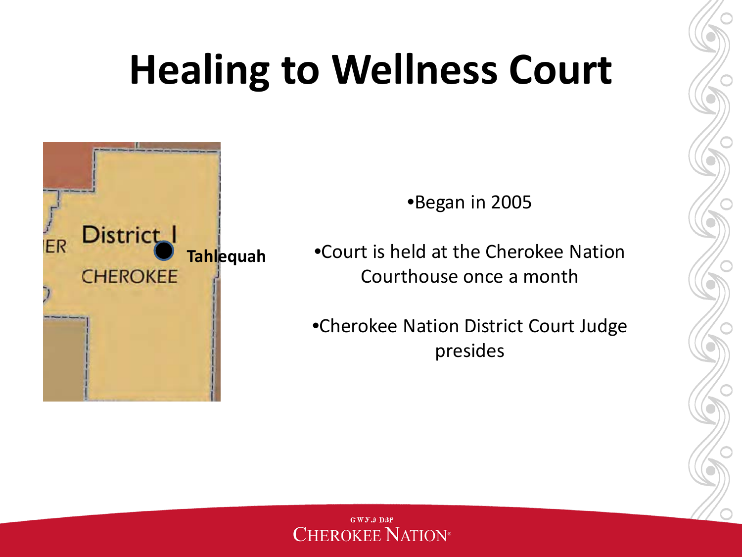# Healing to Wellness Court

District I

CHEROKEE

Tahlequah

- Began in 2005
- Court is held at the Cherokee Nation Courthouse once a month
- Cherokee Nation District Court Judge presides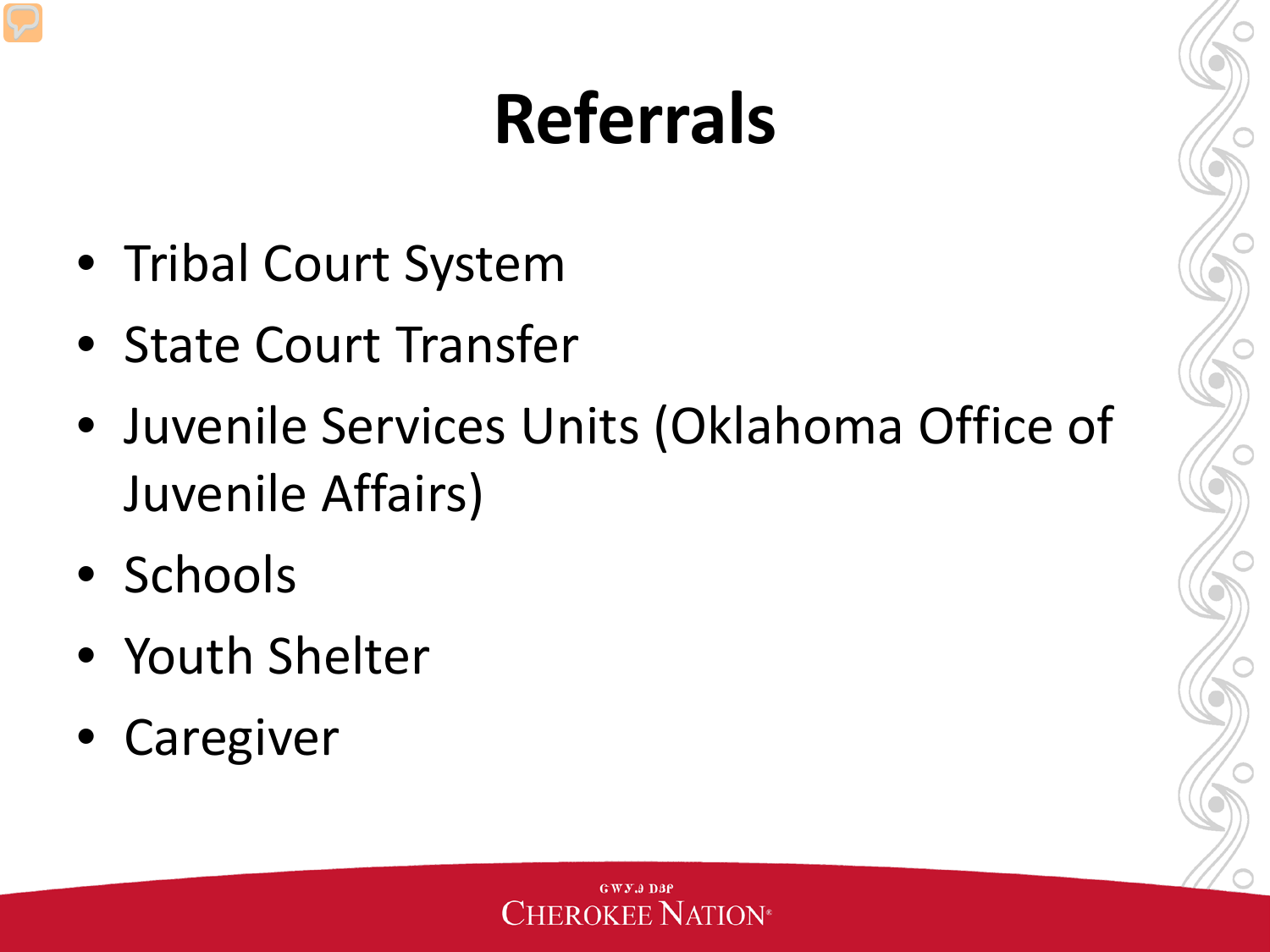# Referrals

- Tribal Court System
- State Court Transfer
- Juvenile Services Units (Oklahoma Office of Juvenile Affairs)
- Schools
- Youth Shelter
- Caregiver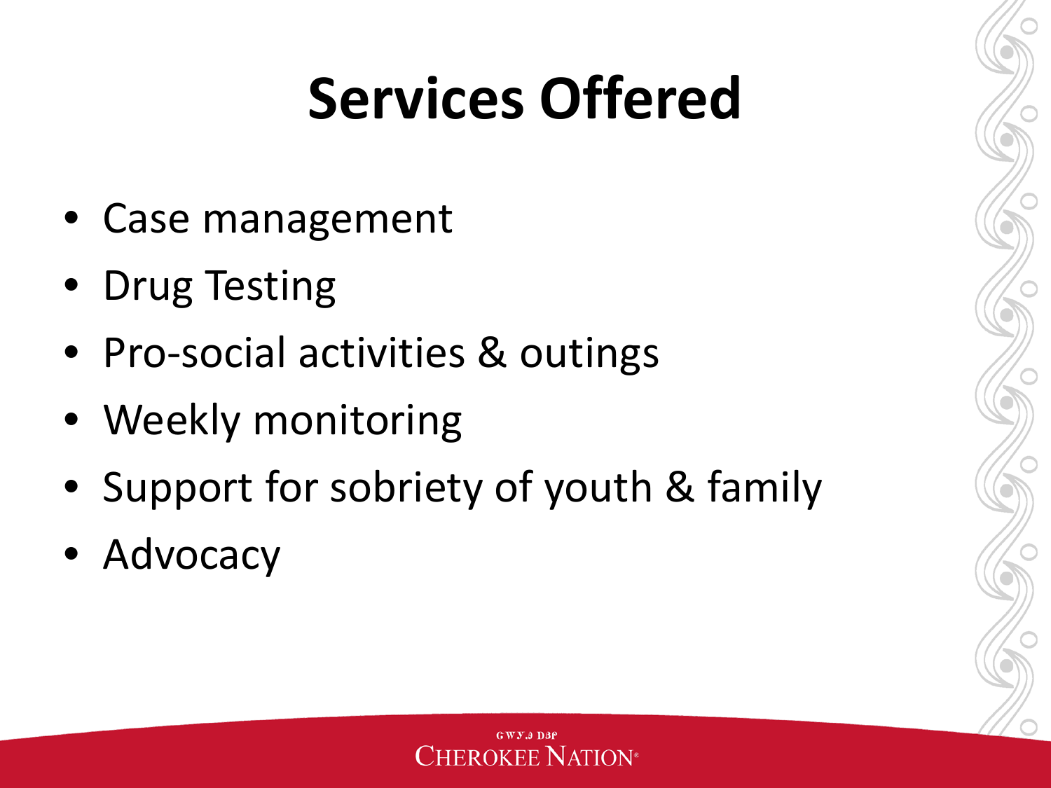# Services Offered

- Case management
- Drug Testing
- Pro-social activities & outings
- Weekly monitoring
- Support for sobriety of youth & family
- Advocacy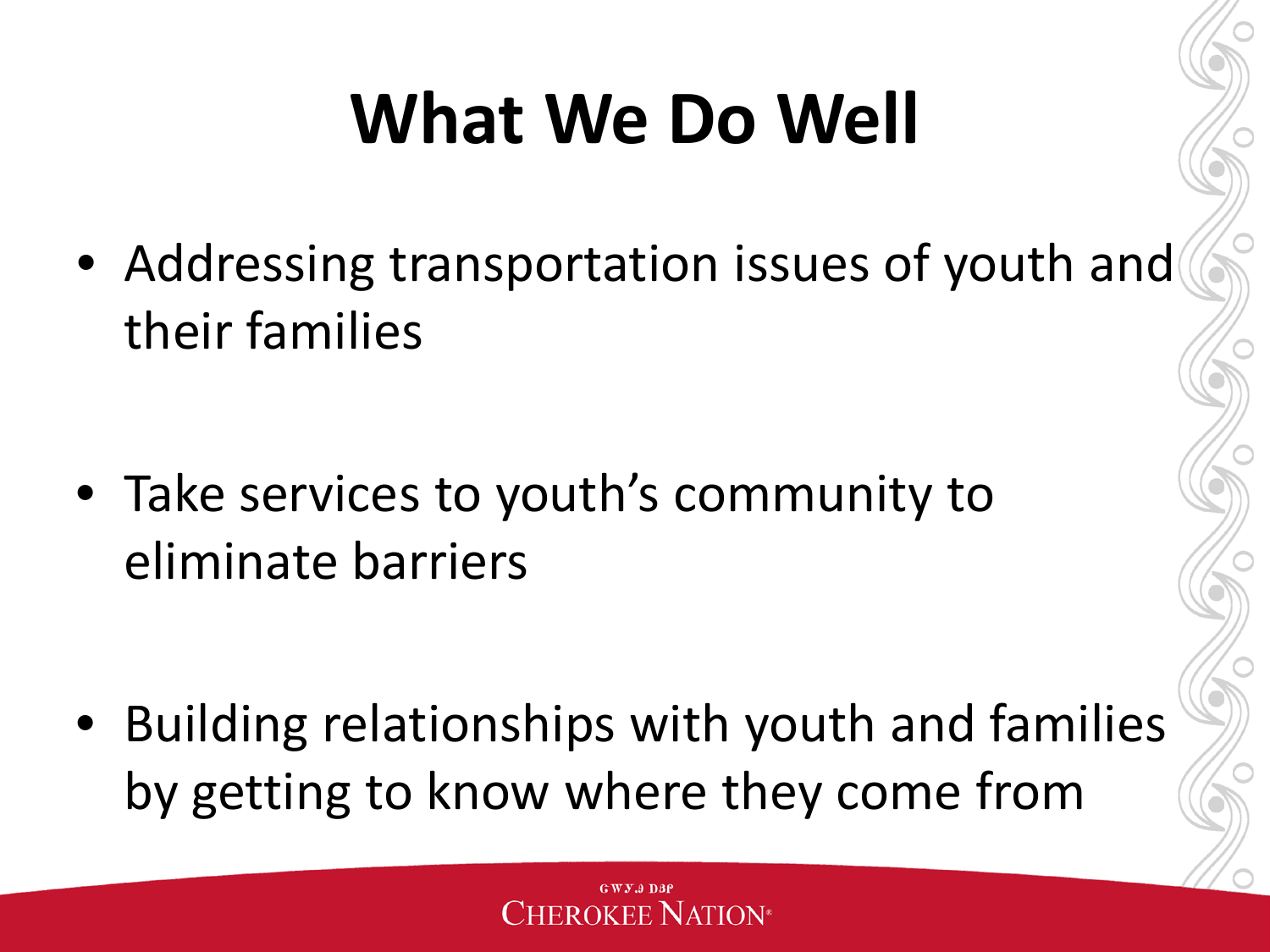# What We Do Well

- Addressing transportation issues of youth and their families
- Take services to youth's community to eliminate barriers
- Building relationships with youth and families by getting to know where they come from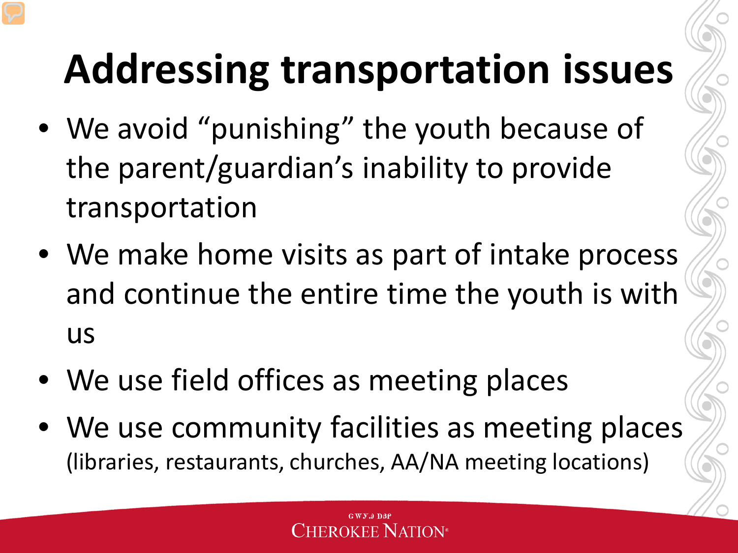# Addressing transportation issues

- We avoid "punishing" the youth because of the parent/guardian's inability to provide transportation
- We make home visits as part of intake process and continue the entire time the youth is with us
- We use field offices as meeting places
- We use community facilities as meeting places (libraries, restaurants, churches, AA/NA meeting locations)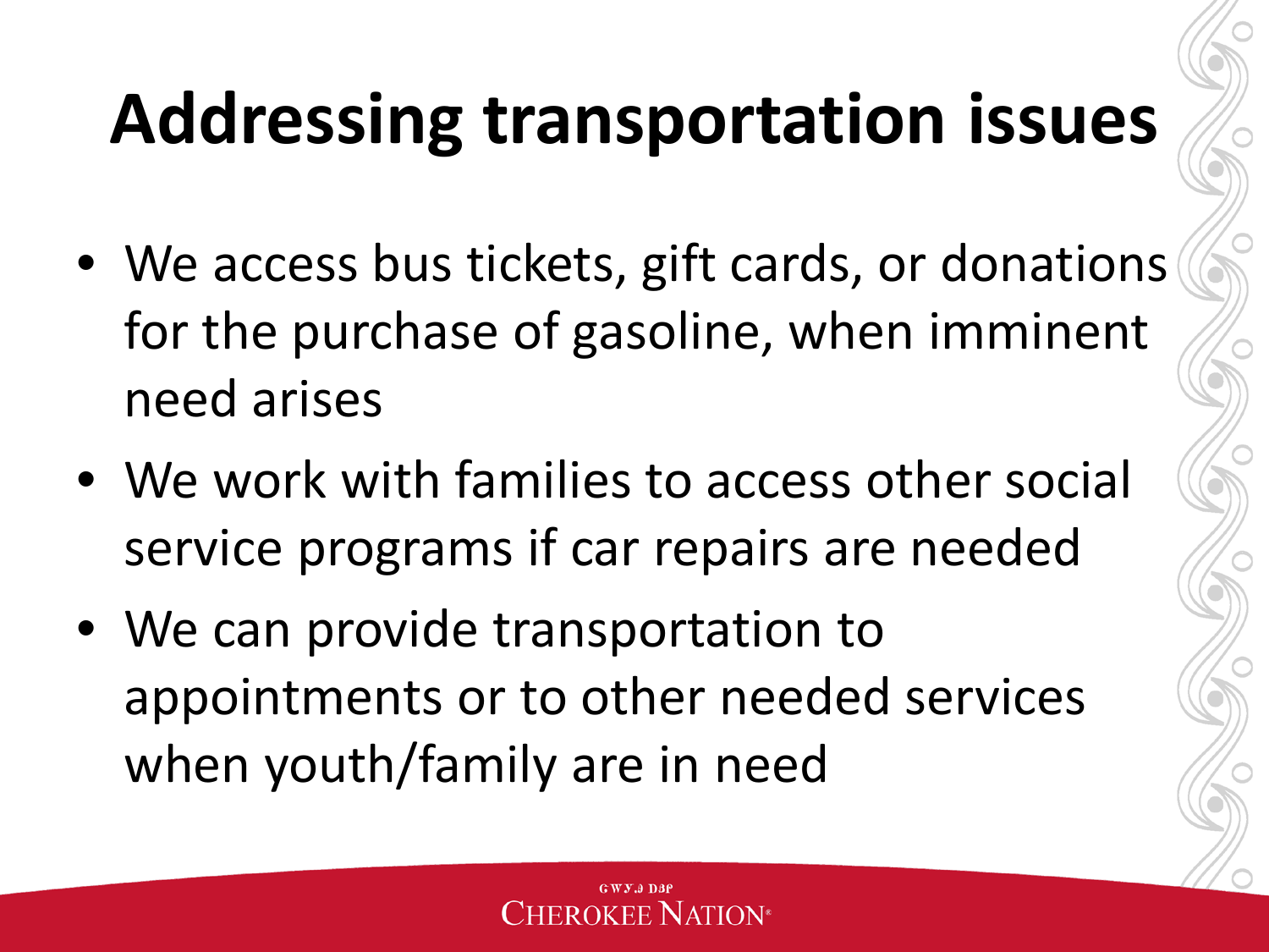# Addressing transportation issues

- We access bus tickets, gift cards, or donations for the purchase of gasoline, when imminent need arises
- We work with families to access other social service programs if car repairs are needed
- We can provide transportation to appointments or to other needed services when youth/family are in need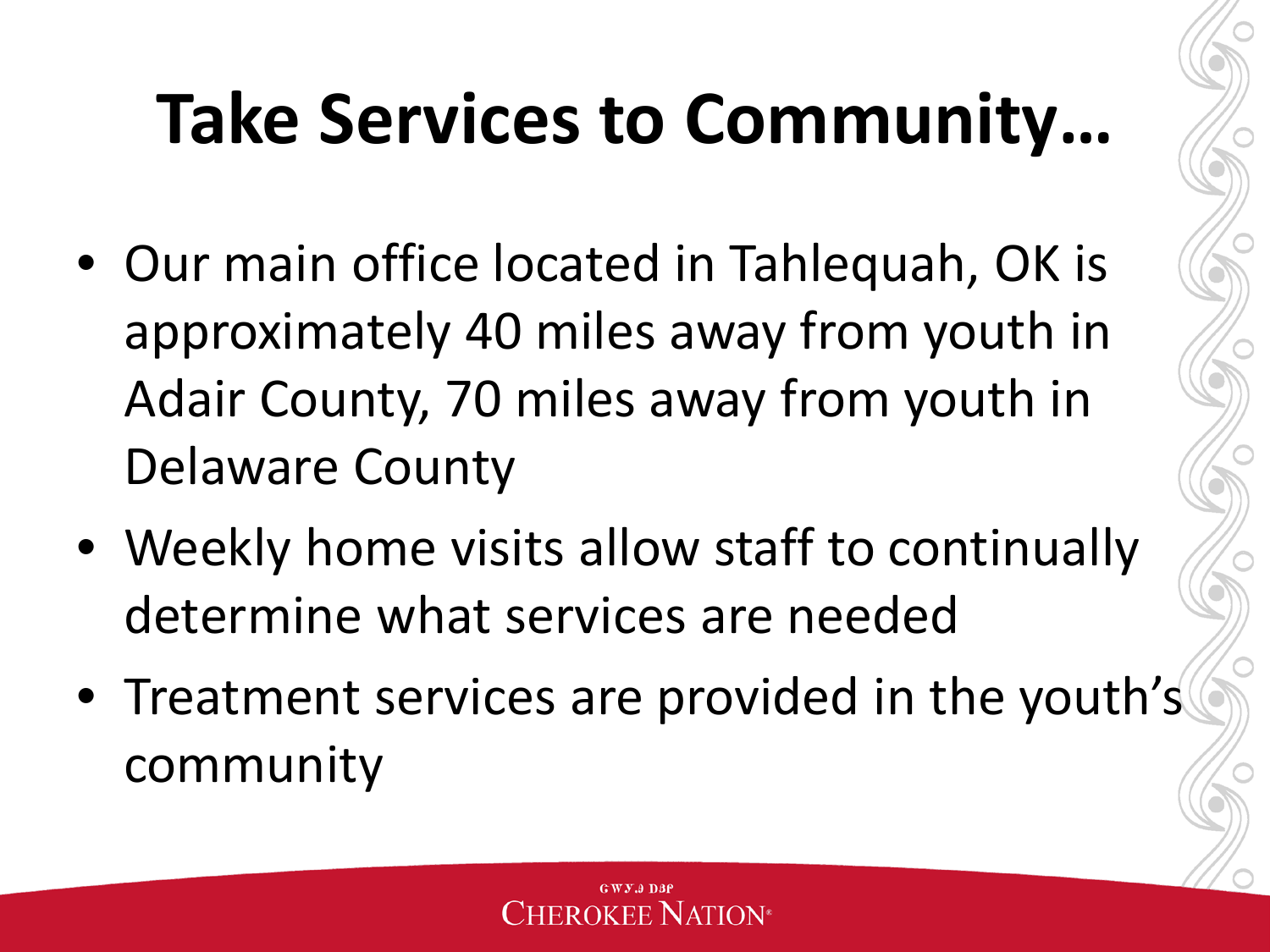# Take Services to Community…

- Our main office located in Tahlequah, OK is approximately 40 miles away from youth in Adair County, 70 miles away from youth in Delaware County
- Weekly home visits allow staff to continually determine what services are needed
- Treatment services are provided in the youth's community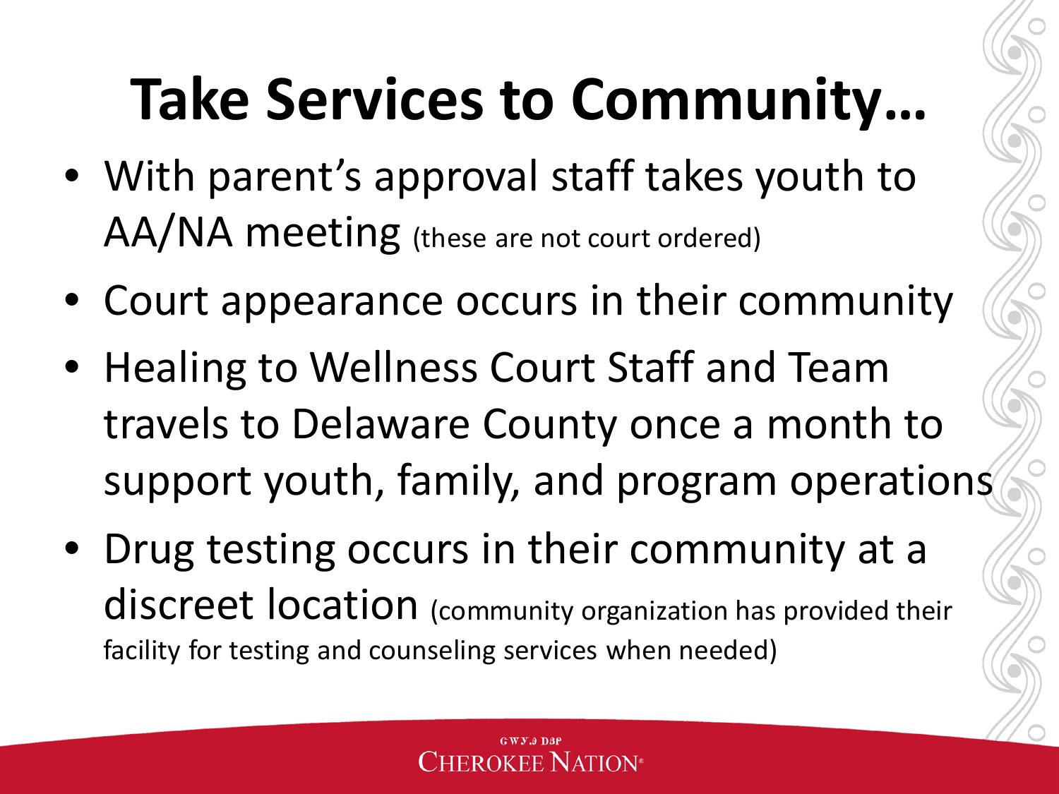# Take Services to Community…

- With parent's approval staff takes youth to AA/NA meeting (these are not court ordered)
- Court appearance occurs in their community
- Healing to Wellness Court Staff and Team travels to Delaware County once a month to support youth, family, and program operations
- Drug testing occurs in their community at a discreet location (community organization has provided their facility for testing and counseling services when needed)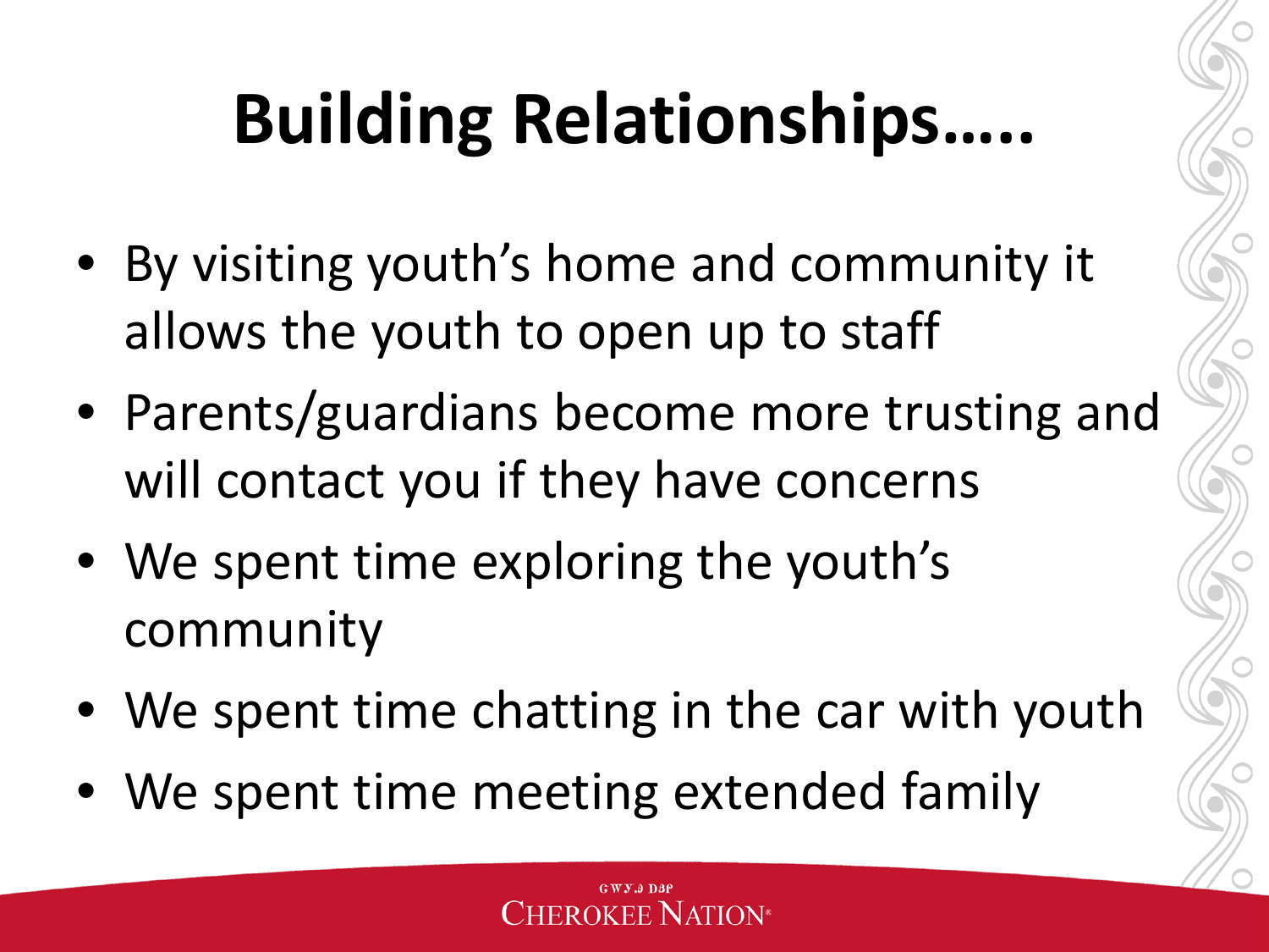# Building Relationships…..

- By visiting youth's home and community it allows the youth to open up to staff
- Parents/guardians become more trusting and will contact you if they have concerns
- We spent time exploring the youth's community
- We spent time chatting in the car with youth
- We spent time meeting extended family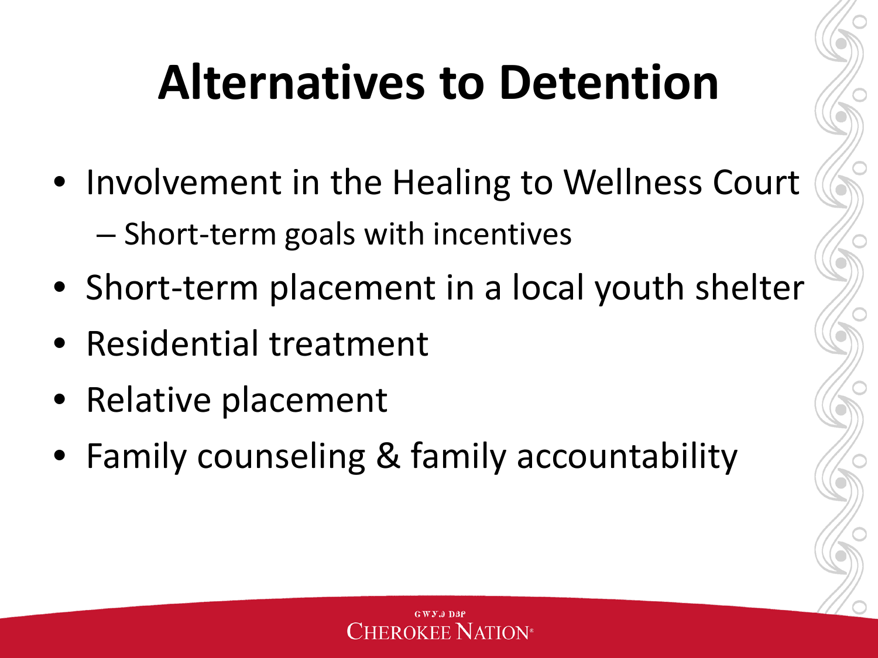# Alternatives to Detention

- Involvement in the Healing to Wellness Court
  - Short-term goals with incentives
- Short-term placement in a local youth shelter
- Residential treatment
- Relative placement
- Family counseling & family accountability